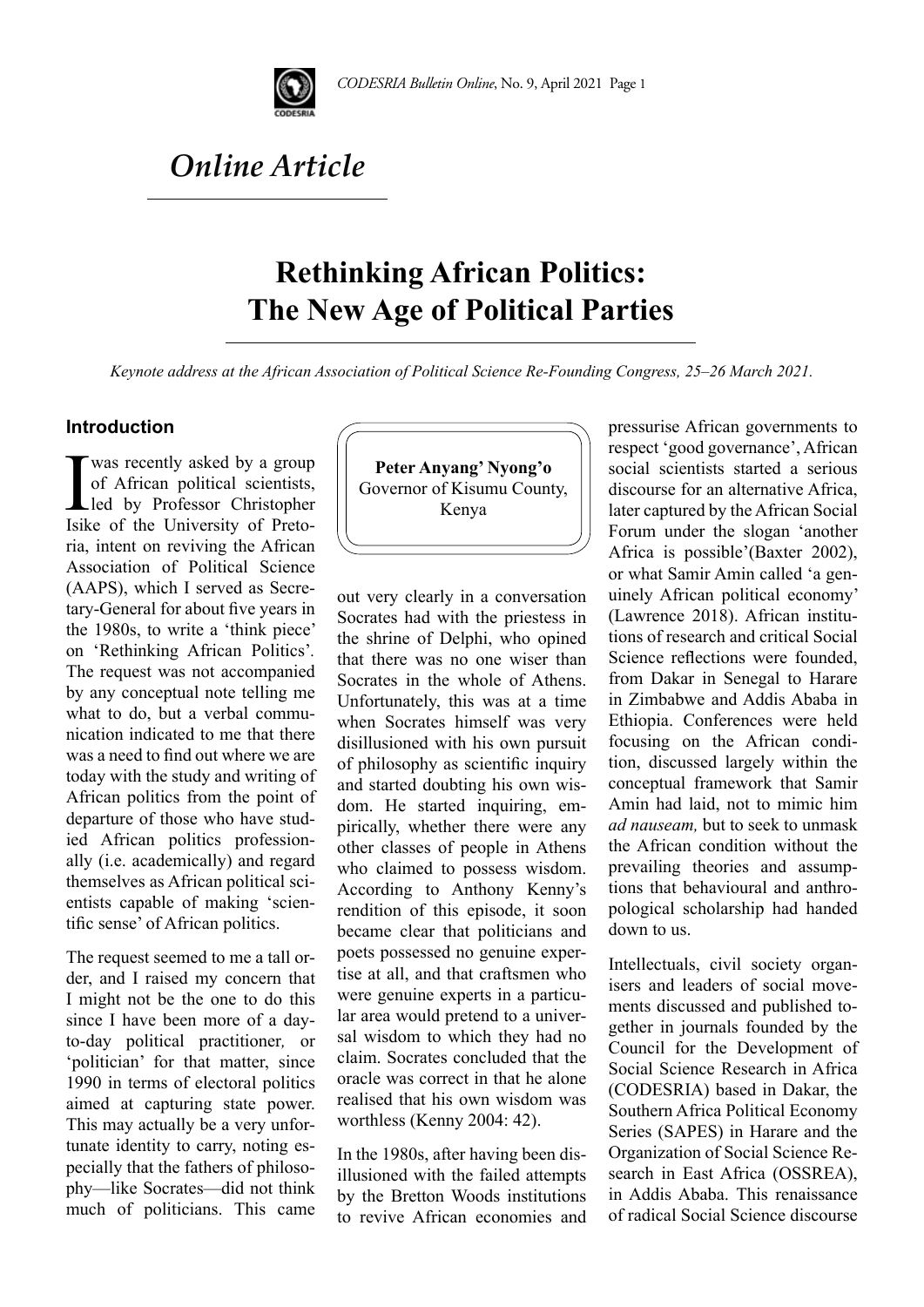*Online Article*

# Rethinking African Politics: The New Age of Political Parties

*Keynote address at the African Association of Political Science Re-Founding Congress, 25–26 March 2021.*

**Peter Anyang' Nyong'o**
Governor of Kisumu County, Kenya

## Introduction

I was recently asked by a group of African political scientists, led by Professor Christopher Isike of the University of Pretoria, intent on reviving the African Association of Political Science (AAPS), which I served as Secretary-General for about five years in the 1980s, to write a 'think piece' on 'Rethinking African Politics'. The request was not accompanied by any conceptual note telling me what to do, but a verbal communication indicated to me that there was a need to find out where we are today with the study and writing of African politics from the point of departure of those who have studied African politics professionally (i.e. academically) and regard themselves as African political scientists capable of making 'scientific sense' of African politics.

The request seemed to me a tall order, and I raised my concern that I might not be the one to do this since I have been more of a day-to-day political practitioner, or 'politician' for that matter, since 1990 in terms of electoral politics aimed at capturing state power. This may actually be a very unfortunate identity to carry, noting especially that the fathers of philosophy—like Socrates—did not think much of politicians. This came out very clearly in a conversation Socrates had with the priestess in the shrine of Delphi, who opined that there was no one wiser than Socrates in the whole of Athens. Unfortunately, this was at a time when Socrates himself was very disillusioned with his own pursuit of philosophy as scientific inquiry and started doubting his own wisdom. He started inquiring, empirically, whether there were any other classes of people in Athens who claimed to possess wisdom. According to Anthony Kenny's rendition of this episode, it soon became clear that politicians and poets possessed no genuine expertise at all, and that craftsmen who were genuine experts in a particular area would pretend to a universal wisdom to which they had no claim. Socrates concluded that the oracle was correct in that he alone realised that his own wisdom was worthless (Kenny 2004: 42).

In the 1980s, after having been disillusioned with the failed attempts by the Bretton Woods institutions to revive African economies and pressurise African governments to respect 'good governance', African social scientists started a serious discourse for an alternative Africa, later captured by the African Social Forum under the slogan 'another Africa is possible'(Baxter 2002), or what Samir Amin called 'a genuinely African political economy' (Lawrence 2018). African institutions of research and critical Social Science reflections were founded, from Dakar in Senegal to Harare in Zimbabwe and Addis Ababa in Ethiopia. Conferences were held focusing on the African condition, discussed largely within the conceptual framework that Samir Amin had laid, not to mimic him *ad nauseam,* but to seek to unmask the African condition without the prevailing theories and assumptions that behavioural and anthropological scholarship had handed down to us.

Intellectuals, civil society organisers and leaders of social movements discussed and published together in journals founded by the Council for the Development of Social Science Research in Africa (CODESRIA) based in Dakar, the Southern Africa Political Economy Series (SAPES) in Harare and the Organization of Social Science Research in East Africa (OSSREA), in Addis Ababa. This renaissance of radical Social Science discourse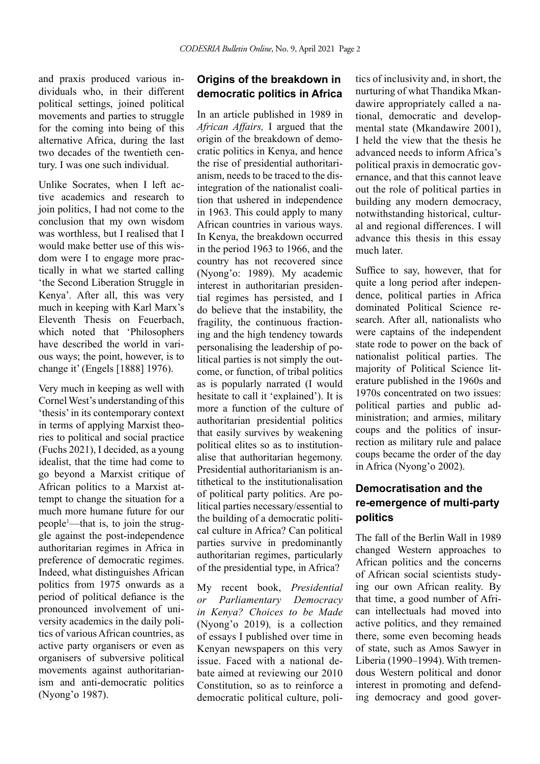and praxis produced various individuals who, in their different political settings, joined political movements and parties to struggle for the coming into being of this alternative Africa, during the last two decades of the twentieth century. I was one such individual.

Unlike Socrates, when I left active academics and research to join politics, I had not come to the conclusion that my own wisdom was worthless, but I realised that I would make better use of this wisdom were I to engage more practically in what we started calling 'the Second Liberation Struggle in Kenya'. After all, this was very much in keeping with Karl Marx's Eleventh Thesis on Feuerbach, which noted that 'Philosophers have described the world in various ways; the point, however, is to change it' (Engels [1888] 1976).

Very much in keeping as well with Cornel West's understanding of this 'thesis' in its contemporary context in terms of applying Marxist theories to political and social practice (Fuchs 2021), I decided, as a young idealist, that the time had come to go beyond a Marxist critique of African politics to a Marxist attempt to change the situation for a much more humane future for our people[1]—that is, to join the struggle against the post-independence authoritarian regimes in Africa in preference of democratic regimes. Indeed, what distinguishes African politics from 1975 onwards as a period of political defiance is the pronounced involvement of university academics in the daily politics of various African countries, as active party organisers or even as organisers of subversive political movements against authoritarianism and anti-democratic politics (Nyong'o 1987).

## Origins of the breakdown in democratic politics in Africa

In an article published in 1989 in *African Affairs,* I argued that the origin of the breakdown of democratic politics in Kenya, and hence the rise of presidential authoritarianism, needs to be traced to the disintegration of the nationalist coalition that ushered in independence in 1963. This could apply to many African countries in various ways. In Kenya, the breakdown occurred in the period 1963 to 1966, and the country has not recovered since (Nyong'o: 1989). My academic interest in authoritarian presidential regimes has persisted, and I do believe that the instability, the fragility, the continuous fractioning and the high tendency towards personalising the leadership of political parties is not simply the outcome, or function, of tribal politics as is popularly narrated (I would hesitate to call it 'explained'). It is more a function of the culture of authoritarian presidential politics that easily survives by weakening political elites so as to institutionalise that authoritarian hegemony. Presidential authoritarianism is antithetical to the institutionalisation of political party politics. Are political parties necessary/essential to the building of a democratic political culture in Africa? Can political parties survive in predominantly authoritarian regimes, particularly of the presidential type, in Africa?

My recent book, *Presidential or Parliamentary Democracy in Kenya? Choices to be Made* (Nyong'o 2019)*,* is a collection of essays I published over time in Kenyan newspapers on this very issue. Faced with a national debate aimed at reviewing our 2010 Constitution, so as to reinforce a democratic political culture, politics of inclusivity and, in short, the nurturing of what Thandika Mkandawire appropriately called a national, democratic and developmental state (Mkandawire 2001), I held the view that the thesis he advanced needs to inform Africa's political praxis in democratic governance, and that this cannot leave out the role of political parties in building any modern democracy, notwithstanding historical, cultural and regional differences. I will advance this thesis in this essay much later.

Suffice to say, however, that for quite a long period after independence, political parties in Africa dominated Political Science research. After all, nationalists who were captains of the independent state rode to power on the back of nationalist political parties. The majority of Political Science literature published in the 1960s and 1970s concentrated on two issues: political parties and public administration; and armies, military coups and the politics of insurrection as military rule and palace coups became the order of the day in Africa (Nyong'o 2002).

## Democratisation and the re-emergence of multi-party politics

The fall of the Berlin Wall in 1989 changed Western approaches to African politics and the concerns of African social scientists studying our own African reality. By that time, a good number of African intellectuals had moved into active politics, and they remained there, some even becoming heads of state, such as Amos Sawyer in Liberia (1990–1994). With tremendous Western political and donor interest in promoting and defending democracy and good gover-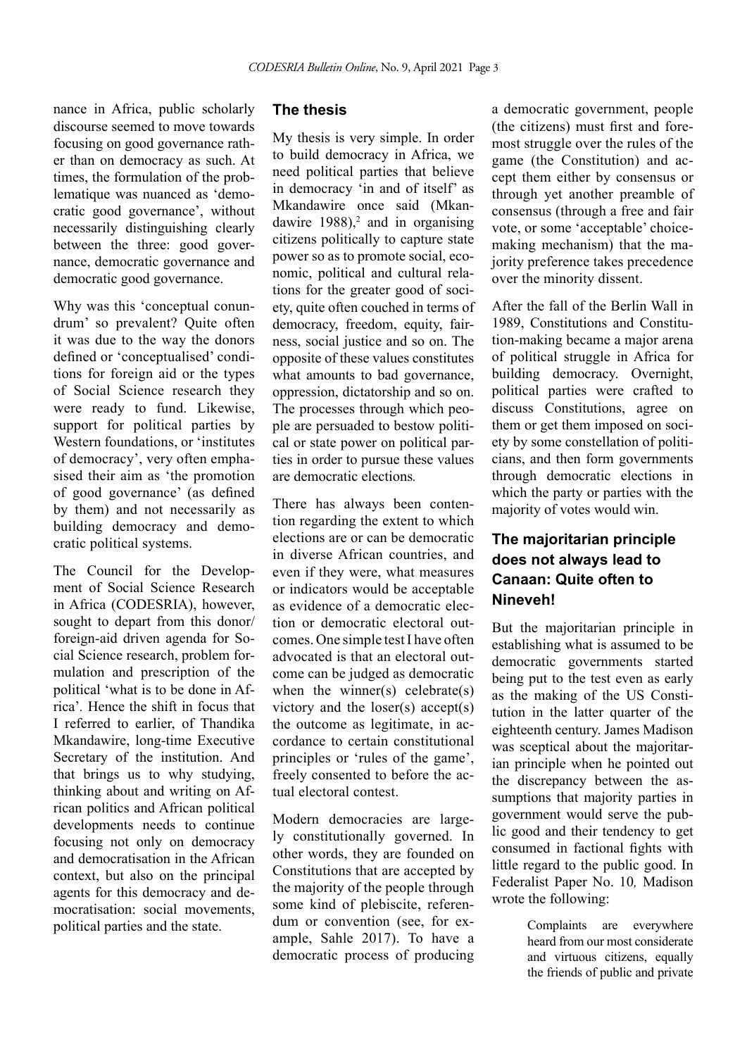nance in Africa, public scholarly discourse seemed to move towards focusing on good governance rather than on democracy as such. At times, the formulation of the problematique was nuanced as 'democratic good governance', without necessarily distinguishing clearly between the three: good governance, democratic governance and democratic good governance.

Why was this 'conceptual conundrum' so prevalent? Quite often it was due to the way the donors defined or 'conceptualised' conditions for foreign aid or the types of Social Science research they were ready to fund. Likewise, support for political parties by Western foundations, or 'institutes of democracy', very often emphasised their aim as 'the promotion of good governance' (as defined by them) and not necessarily as building democracy and democratic political systems.

The Council for the Development of Social Science Research in Africa (CODESRIA), however, sought to depart from this donor/foreign-aid driven agenda for Social Science research, problem formulation and prescription of the political 'what is to be done in Africa'. Hence the shift in focus that I referred to earlier, of Thandika Mkandawire, long-time Executive Secretary of the institution. And that brings us to why studying, thinking about and writing on African politics and African political developments needs to continue focusing not only on democracy and democratisation in the African context, but also on the principal agents for this democracy and democratisation: social movements, political parties and the state.

## The thesis

My thesis is very simple. In order to build democracy in Africa, we need political parties that believe in democracy 'in and of itself' as Mkandawire once said (Mkandawire 1988),[2] and in organising citizens politically to capture state power so as to promote social, economic, political and cultural relations for the greater good of society, quite often couched in terms of democracy, freedom, equity, fairness, social justice and so on. The opposite of these values constitutes what amounts to bad governance, oppression, dictatorship and so on. The processes through which people are persuaded to bestow political or state power on political parties in order to pursue these values are democratic elections.

There has always been contention regarding the extent to which elections are or can be democratic in diverse African countries, and even if they were, what measures or indicators would be acceptable as evidence of a democratic election or democratic electoral outcomes. One simple test I have often advocated is that an electoral outcome can be judged as democratic when the winner(s) celebrate(s) victory and the loser(s) accept(s) the outcome as legitimate, in accordance to certain constitutional principles or 'rules of the game', freely consented to before the actual electoral contest.

Modern democracies are largely constitutionally governed. In other words, they are founded on Constitutions that are accepted by the majority of the people through some kind of plebiscite, referendum or convention (see, for example, Sahle 2017). To have a democratic process of producing a democratic government, people (the citizens) must first and foremost struggle over the rules of the game (the Constitution) and accept them either by consensus or through yet another preamble of consensus (through a free and fair vote, or some 'acceptable' choice-making mechanism) that the majority preference takes precedence over the minority dissent.

After the fall of the Berlin Wall in 1989, Constitutions and Constitution-making became a major arena of political struggle in Africa for building democracy. Overnight, political parties were crafted to discuss Constitutions, agree on them or get them imposed on society by some constellation of politicians, and then form governments through democratic elections in which the party or parties with the majority of votes would win.

## The majoritarian principle does not always lead to Canaan: Quite often to Nineveh!

But the majoritarian principle in establishing what is assumed to be democratic governments started being put to the test even as early as the making of the US Constitution in the latter quarter of the eighteenth century. James Madison was sceptical about the majoritarian principle when he pointed out the discrepancy between the assumptions that majority parties in government would serve the public good and their tendency to get consumed in factional fights with little regard to the public good. In Federalist Paper No. 10*,* Madison wrote the following:

> Complaints are everywhere heard from our most considerate and virtuous citizens, equally the friends of public and private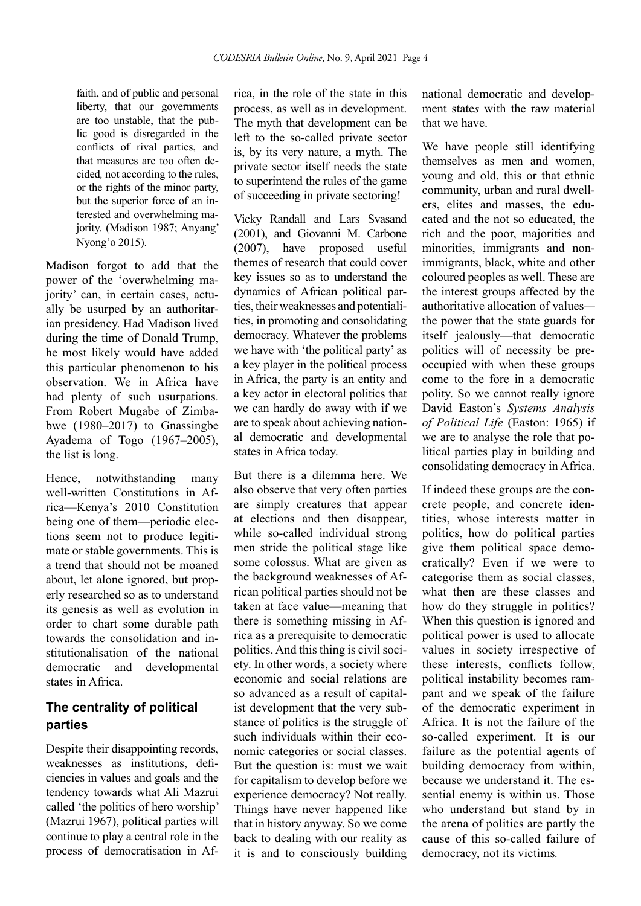> faith, and of public and personal liberty, that our governments are too unstable, that the public good is disregarded in the conflicts of rival parties, and that measures are too often decided*,* not according to the rules, or the rights of the minor party, but the superior force of an interested and overwhelming majority. (Madison 1987; Anyang' Nyong'o 2015).

Madison forgot to add that the power of the 'overwhelming majority' can, in certain cases, actually be usurped by an authoritarian presidency. Had Madison lived during the time of Donald Trump, he most likely would have added this particular phenomenon to his observation. We in Africa have had plenty of such usurpations. From Robert Mugabe of Zimbabwe (1980–2017) to Gnassingbe Ayadema of Togo (1967–2005), the list is long.

Hence, notwithstanding many well-written Constitutions in Africa—Kenya's 2010 Constitution being one of them—periodic elections seem not to produce legitimate or stable governments. This is a trend that should not be moaned about, let alone ignored, but properly researched so as to understand its genesis as well as evolution in order to chart some durable path towards the consolidation and institutionalisation of the national democratic and developmental states in Africa.

## The centrality of political parties

Despite their disappointing records, weaknesses as institutions, deficiencies in values and goals and the tendency towards what Ali Mazrui called 'the politics of hero worship' (Mazrui 1967), political parties will continue to play a central role in the process of democratisation in Africa, in the role of the state in this process, as well as in development. The myth that development can be left to the so-called private sector is, by its very nature, a myth. The private sector itself needs the state to superintend the rules of the game of succeeding in private sectoring!

Vicky Randall and Lars Svasand (2001), and Giovanni M. Carbone (2007), have proposed useful themes of research that could cover key issues so as to understand the dynamics of African political parties, their weaknesses and potentialities, in promoting and consolidating democracy. Whatever the problems we have with 'the political party' as a key player in the political process in Africa, the party is an entity and a key actor in electoral politics that we can hardly do away with if we are to speak about achieving national democratic and developmental states in Africa today.

But there is a dilemma here. We also observe that very often parties are simply creatures that appear at elections and then disappear, while so-called individual strong men stride the political stage like some colossus. What are given as the background weaknesses of African political parties should not be taken at face value—meaning that there is something missing in Africa as a prerequisite to democratic politics. And this thing is civil society. In other words, a society where economic and social relations are so advanced as a result of capitalist development that the very substance of politics is the struggle of such individuals within their economic categories or social classes. But the question is: must we wait for capitalism to develop before we experience democracy? Not really. Things have never happened like that in history anyway. So we come back to dealing with our reality as it is and to consciously building national democratic and development state*s* with the raw material that we have.

We have people still identifying themselves as men and women, young and old, this or that ethnic community, urban and rural dwellers, elites and masses, the educated and the not so educated, the rich and the poor, majorities and minorities, immigrants and non-immigrants, black, white and other coloured peoples as well. These are the interest groups affected by the authoritative allocation of values—the power that the state guards for itself jealously—that democratic politics will of necessity be preoccupied with when these groups come to the fore in a democratic polity. So we cannot really ignore David Easton's *Systems Analysis of Political Life* (Easton: 1965) if we are to analyse the role that political parties play in building and consolidating democracy in Africa.

If indeed these groups are the concrete people, and concrete identities, whose interests matter in politics, how do political parties give them political space democratically? Even if we were to categorise them as social classes, what then are these classes and how do they struggle in politics? When this question is ignored and political power is used to allocate values in society irrespective of these interests, conflicts follow, political instability becomes rampant and we speak of the failure of the democratic experiment in Africa. It is not the failure of the so-called experiment. It is our failure as the potential agents of building democracy from within, because we understand it. The essential enemy is within us. Those who understand but stand by in the arena of politics are partly the cause of this so-called failure of democracy, not its victims*.*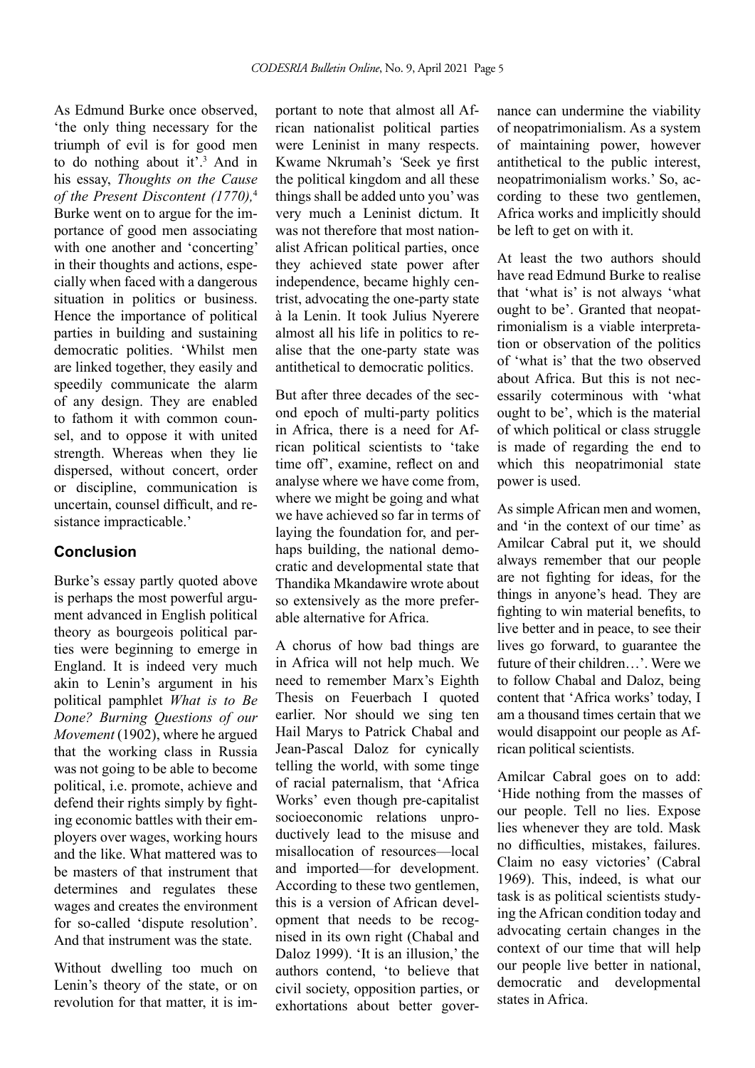As Edmund Burke once observed, 'the only thing necessary for the triumph of evil is for good men to do nothing about it'.[3] And in his essay, *Thoughts on the Cause of the Present Discontent (1770),*[4] Burke went on to argue for the importance of good men associating with one another and 'concerting' in their thoughts and actions, especially when faced with a dangerous situation in politics or business. Hence the importance of political parties in building and sustaining democratic polities. 'Whilst men are linked together, they easily and speedily communicate the alarm of any design. They are enabled to fathom it with common counsel, and to oppose it with united strength. Whereas when they lie dispersed, without concert, order or discipline, communication is uncertain, counsel difficult, and resistance impracticable.'

## Conclusion

Burke's essay partly quoted above is perhaps the most powerful argument advanced in English political theory as bourgeois political parties were beginning to emerge in England. It is indeed very much akin to Lenin's argument in his political pamphlet *What is to Be Done? Burning Questions of our Movement* (1902), where he argued that the working class in Russia was not going to be able to become political, i.e. promote, achieve and defend their rights simply by fighting economic battles with their employers over wages, working hours and the like. What mattered was to be masters of that instrument that determines and regulates these wages and creates the environment for so-called 'dispute resolution'. And that instrument was the state.

Without dwelling too much on Lenin's theory of the state, or on revolution for that matter, it is important to note that almost all African nationalist political parties were Leninist in many respects. Kwame Nkrumah's 'Seek ye first the political kingdom and all these things shall be added unto you' was very much a Leninist dictum. It was not therefore that most nationalist African political parties, once they achieved state power after independence, became highly centrist, advocating the one-party state à la Lenin. It took Julius Nyerere almost all his life in politics to realise that the one-party state was antithetical to democratic politics.

But after three decades of the second epoch of multi-party politics in Africa, there is a need for African political scientists to 'take time off', examine, reflect on and analyse where we have come from, where we might be going and what we have achieved so far in terms of laying the foundation for, and perhaps building, the national democratic and developmental state that Thandika Mkandawire wrote about so extensively as the more preferable alternative for Africa.

A chorus of how bad things are in Africa will not help much. We need to remember Marx's Eighth Thesis on Feuerbach I quoted earlier. Nor should we sing ten Hail Marys to Patrick Chabal and Jean-Pascal Daloz for cynically telling the world, with some tinge of racial paternalism, that 'Africa Works' even though pre-capitalist socioeconomic relations unproductively lead to the misuse and misallocation of resources—local and imported—for development. According to these two gentlemen, this is a version of African development that needs to be recognised in its own right (Chabal and Daloz 1999). 'It is an illusion,' the authors contend, 'to believe that civil society, opposition parties, or exhortations about better governance can undermine the viability of neopatrimonialism. As a system of maintaining power, however antithetical to the public interest, neopatrimonialism works.' So, according to these two gentlemen, Africa works and implicitly should be left to get on with it.

At least the two authors should have read Edmund Burke to realise that 'what is' is not always 'what ought to be'. Granted that neopatrimonialism is a viable interpretation or observation of the politics of 'what is' that the two observed about Africa. But this is not necessarily coterminous with 'what ought to be', which is the material of which political or class struggle is made of regarding the end to which this neopatrimonial state power is used.

As simple African men and women, and 'in the context of our time' as Amilcar Cabral put it, we should always remember that our people are not fighting for ideas, for the things in anyone's head. They are fighting to win material benefits, to live better and in peace, to see their lives go forward, to guarantee the future of their children…'. Were we to follow Chabal and Daloz, being content that 'Africa works' today, I am a thousand times certain that we would disappoint our people as African political scientists.

Amilcar Cabral goes on to add: 'Hide nothing from the masses of our people. Tell no lies. Expose lies whenever they are told. Mask no difficulties, mistakes, failures. Claim no easy victories' (Cabral 1969). This, indeed, is what our task is as political scientists studying the African condition today and advocating certain changes in the context of our time that will help our people live better in national, democratic and developmental states in Africa.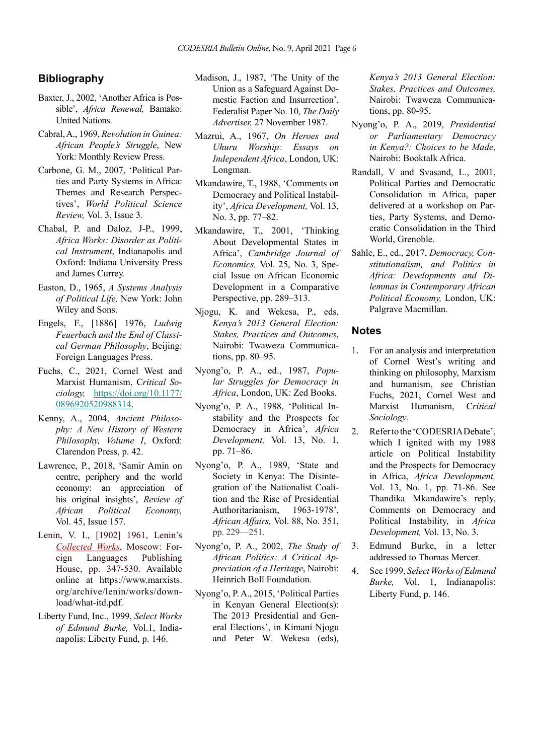## Bibliography

Baxter, J., 2002, 'Another Africa is Possible', *Africa Renewal,* Bamako: United Nations.

Cabral, A., 1969, *Revolution in Guinea: African People's Struggle*, New York: Monthly Review Press.

Carbone, G. M., 2007, 'Political Parties and Party Systems in Africa: Themes and Research Perspectives', *World Political Science Review,* Vol. 3, Issue 3.

Chabal, P. and Daloz, J-P., 1999, *Africa Works: Disorder as Political Instrument*, Indianapolis and Oxford: Indiana University Press and James Currey.

Easton, D., 1965, *A Systems Analysis of Political Life,* New York: John Wiley and Sons.

Engels, F., [1886] 1976, *Ludwig Feuerbach and the End of Classical German Philosophy*, Beijing: Foreign Languages Press.

Fuchs, C., 2021, Cornel West and Marxist Humanism, C*ritical Sociology,* https://doi.org/10.1177/0896920520988314.

Kenny, A., 2004, *Ancient Philosophy: A New History of Western Philosophy, Volume I*, Oxford: Clarendon Press, p. 42.

Lawrence, P., 2018, 'Samir Amin on centre, periphery and the world economy: an appreciation of his original insights', *Review of African Political Economy,* Vol. 45, Issue 157.

Lenin, V. I., [1902] 1961, Lenin's *Collected Works*, Moscow: Foreign Languages Publishing House, pp. 347-530. Available online at https://www.marxists.org/archive/lenin/works/download/what-itd.pdf.

Liberty Fund, Inc., 1999, *Select Works of Edmund Burke,* Vol.1, Indianapolis: Liberty Fund, p. 146.

Madison, J., 1987, 'The Unity of the Union as a Safeguard Against Domestic Faction and Insurrection', Federalist Paper No. 10, *The Daily Advertiser,* 27 November 1987.

Mazrui, A., 1967, *On Heroes and Uhuru Worship: Essays on Independent Africa*, London, UK: Longman.

Mkandawire, T., 1988, 'Comments on Democracy and Political Instability', *Africa Development,* Vol. 13, No. 3, pp. 77–82.

Mkandawire, T., 2001, 'Thinking About Developmental States in Africa', *Cambridge Journal of Economics,* Vol. 25, No. 3, Special Issue on African Economic Development in a Comparative Perspective, pp. 289–313.

Njogu, K. and Wekesa, P., eds, *Kenya's 2013 General Election: Stakes, Practices and Outcomes*, Nairobi: Twaweza Communications, pp. 80–95.

Nyong'o, P. A., ed., 1987, *Popular Struggles for Democracy in Africa*, London, UK: Zed Books.

Nyong'o, P. A., 1988, 'Political Instability and the Prospects for Democracy in Africa', *Africa Development,* Vol. 13, No. 1, pp. 71–86.

Nyong'o, P. A., 1989, 'State and Society in Kenya: The Disintegration of the Nationalist Coalition and the Rise of Presidential Authoritarianism, 1963-1978', *African Affairs,* Vol. 88, No. 351, pp. 229—251.

Nyong'o, P. A., 2002, *The Study of African Politics: A Critical Appreciation of a Heritage*, Nairobi: Heinrich Boll Foundation.

Nyong'o, P. A., 2015, 'Political Parties in Kenyan General Election(s): The 2013 Presidential and General Elections', in Kimani Njogu and Peter W. Wekesa (eds), *Kenya's 2013 General Election: Stakes, Practices and Outcomes,* Nairobi: Twaweza Communications, pp. 80-95.

Nyong'o, P. A., 2019, *Presidential or Parliamentary Democracy in Kenya?: Choices to be Made*, Nairobi: Booktalk Africa.

Randall, V and Svasand, L., 2001, Political Parties and Democratic Consolidation in Africa, paper delivered at a workshop on Parties, Party Systems, and Democratic Consolidation in the Third World, Grenoble.

Sahle, E., ed., 2017, *Democracy, Constitutionalism, and Politics in Africa: Developments and Dilemmas in Contemporary African Political Economy,* London, UK: Palgrave Macmillan.

## Notes

1. For an analysis and interpretation of Cornel West's writing and thinking on philosophy, Marxism and humanism, see Christian Fuchs, 2021, Cornel West and Marxist Humanism, *Critical Sociology*.
2. Refer to the 'CODESRIA Debate', which I ignited with my 1988 article on Political Instability and the Prospects for Democracy in Africa, *Africa Development,* Vol. 13, No. 1, pp. 71-86. See Thandika Mkandawire's reply, Comments on Democracy and Political Instability, in *Africa Development,* Vol. 13, No. 3.
3. Edmund Burke, in a letter addressed to Thomas Mercer.
4. See 1999, *Select Works of Edmund Burke,* Vol. 1, Indianapolis: Liberty Fund, p. 146.